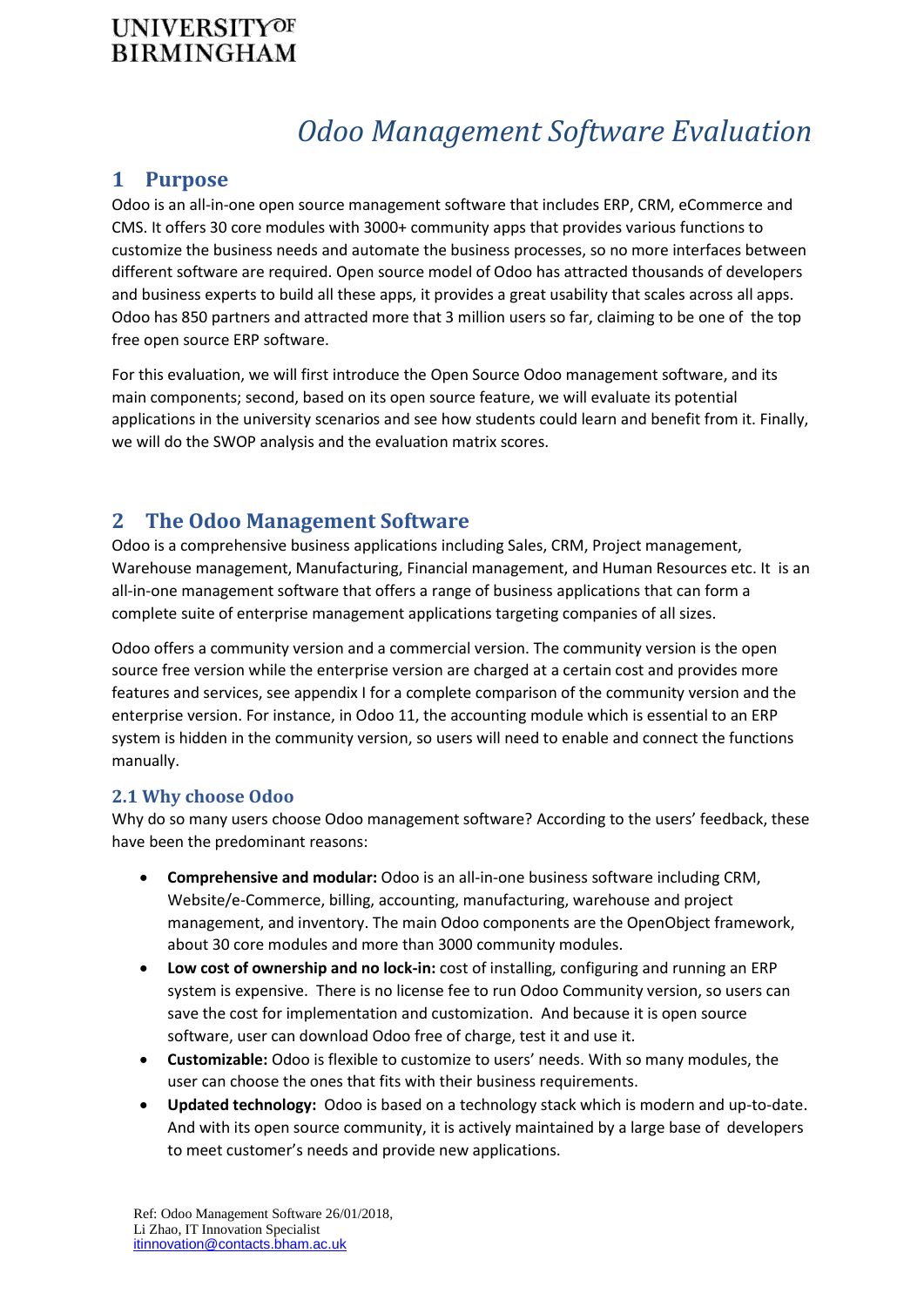UNIVERSITY OF BIRMINGHAM

# *Odoo Management Software Evaluation*

## 1 Purpose

Odoo is an all-in-one open source management software that includes ERP, CRM, eCommerce and CMS. It offers 30 core modules with 3000+ community apps that provides various functions to customize the business needs and automate the business processes, so no more interfaces between different software are required. Open source model of Odoo has attracted thousands of developers and business experts to build all these apps, it provides a great usability that scales across all apps. Odoo has 850 partners and attracted more that 3 million users so far, claiming to be one of the top free open source ERP software.

For this evaluation, we will first introduce the Open Source Odoo management software, and its main components; second, based on its open source feature, we will evaluate its potential applications in the university scenarios and see how students could learn and benefit from it. Finally, we will do the SWOP analysis and the evaluation matrix scores.

## 2 The Odoo Management Software

Odoo is a comprehensive business applications including Sales, CRM, Project management, Warehouse management, Manufacturing, Financial management, and Human Resources etc. It is an all-in-one management software that offers a range of business applications that can form a complete suite of enterprise management applications targeting companies of all sizes.

Odoo offers a community version and a commercial version. The community version is the open source free version while the enterprise version are charged at a certain cost and provides more features and services, see appendix I for a complete comparison of the community version and the enterprise version. For instance, in Odoo 11, the accounting module which is essential to an ERP system is hidden in the community version, so users will need to enable and connect the functions manually.

### 2.1 Why choose Odoo

Why do so many users choose Odoo management software? According to the users' feedback, these have been the predominant reasons:

- **Comprehensive and modular:** Odoo is an all-in-one business software including CRM, Website/e-Commerce, billing, accounting, manufacturing, warehouse and project management, and inventory. The main Odoo components are the OpenObject framework, about 30 core modules and more than 3000 community modules.
- **Low cost of ownership and no lock-in:** cost of installing, configuring and running an ERP system is expensive. There is no license fee to run Odoo Community version, so users can save the cost for implementation and customization. And because it is open source software, user can download Odoo free of charge, test it and use it.
- **Customizable:** Odoo is flexible to customize to users' needs. With so many modules, the user can choose the ones that fits with their business requirements.
- **Updated technology:** Odoo is based on a technology stack which is modern and up-to-date. And with its open source community, it is actively maintained by a large base of developers to meet customer's needs and provide new applications.

Ref: Odoo Management Software 26/01/2018,
Li Zhao, IT Innovation Specialist
itinnovation@contacts.bham.ac.uk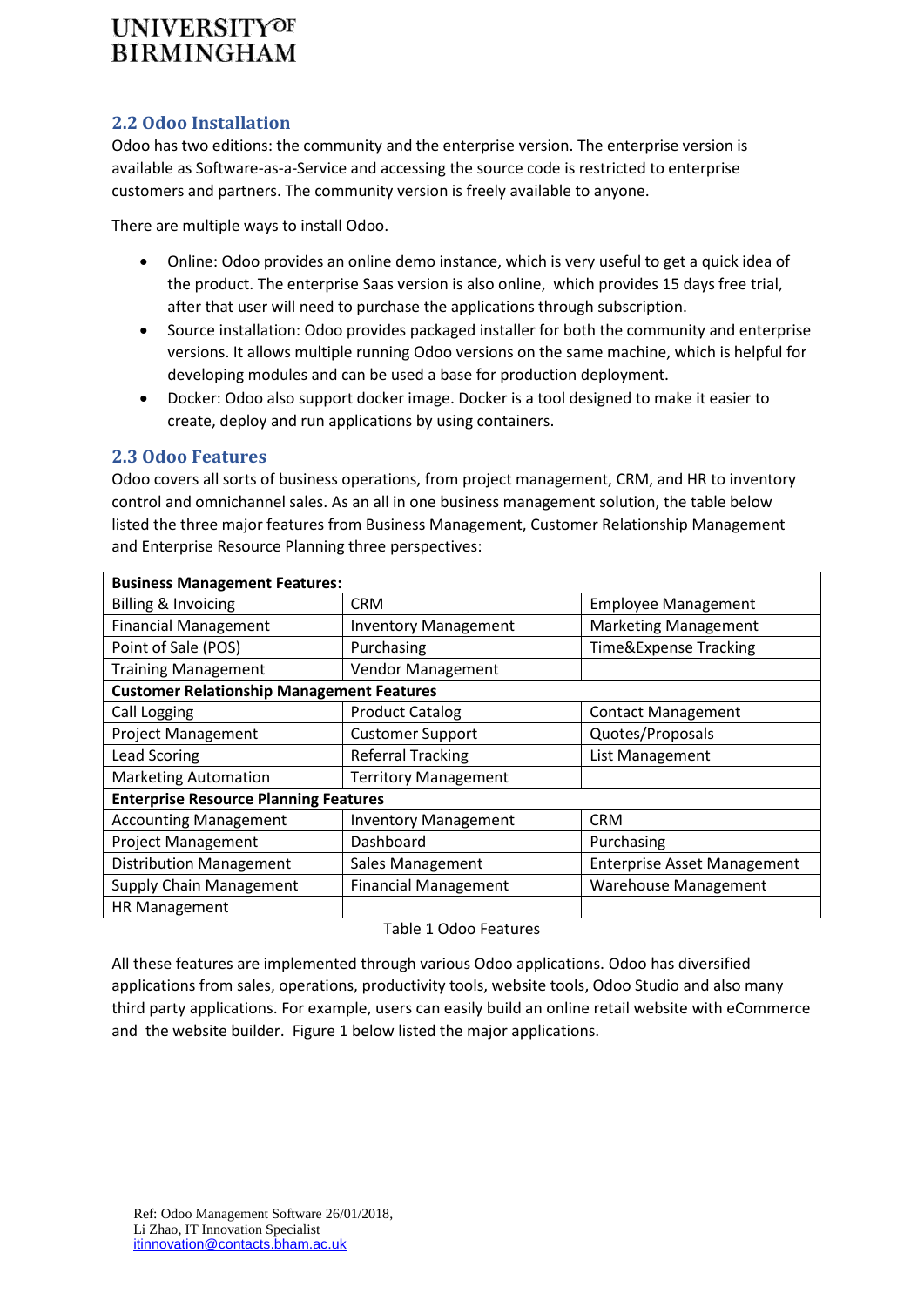## 2.2 Odoo Installation

Odoo has two editions: the community and the enterprise version. The enterprise version is available as Software-as-a-Service and accessing the source code is restricted to enterprise customers and partners. The community version is freely available to anyone.

There are multiple ways to install Odoo.

- Online: Odoo provides an online demo instance, which is very useful to get a quick idea of the product. The enterprise Saas version is also online, which provides 15 days free trial, after that user will need to purchase the applications through subscription.
- Source installation: Odoo provides packaged installer for both the community and enterprise versions. It allows multiple running Odoo versions on the same machine, which is helpful for developing modules and can be used a base for production deployment.
- Docker: Odoo also support docker image. Docker is a tool designed to make it easier to create, deploy and run applications by using containers.

## 2.3 Odoo Features

Odoo covers all sorts of business operations, from project management, CRM, and HR to inventory control and omnichannel sales. As an all in one business management solution, the table below listed the three major features from Business Management, Customer Relationship Management and Enterprise Resource Planning three perspectives:

| **Business Management Features:** | | |
|---|---|---|
| Billing & Invoicing | CRM | Employee Management |
| Financial Management | Inventory Management | Marketing Management |
| Point of Sale (POS) | Purchasing | Time&Expense Tracking |
| Training Management | Vendor Management | |
| **Customer Relationship Management Features** | | |
| Call Logging | Product Catalog | Contact Management |
| Project Management | Customer Support | Quotes/Proposals |
| Lead Scoring | Referral Tracking | List Management |
| Marketing Automation | Territory Management | |
| **Enterprise Resource Planning Features** | | |
| Accounting Management | Inventory Management | CRM |
| Project Management | Dashboard | Purchasing |
| Distribution Management | Sales Management | Enterprise Asset Management |
| Supply Chain Management | Financial Management | Warehouse Management |
| HR Management | | |

Table 1 Odoo Features

All these features are implemented through various Odoo applications. Odoo has diversified applications from sales, operations, productivity tools, website tools, Odoo Studio and also many third party applications. For example, users can easily build an online retail website with eCommerce and the website builder. Figure 1 below listed the major applications.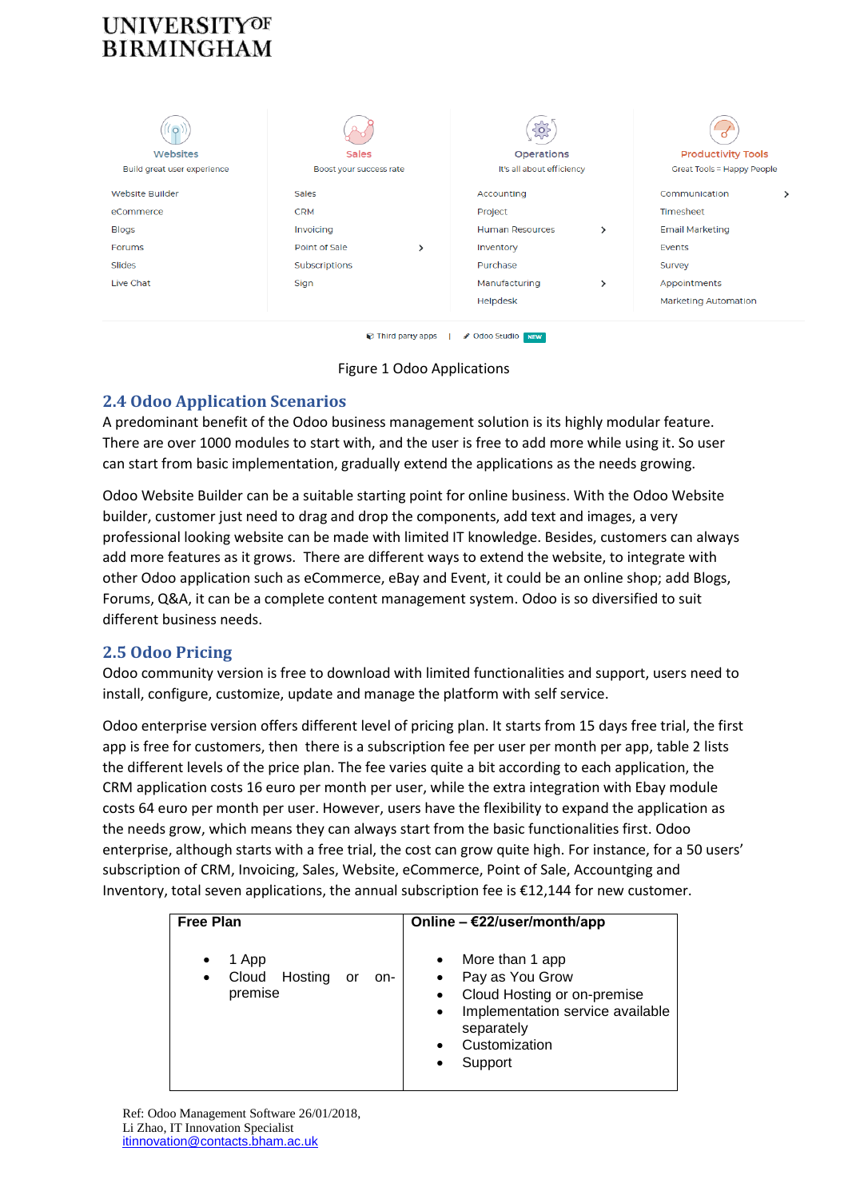| Websites | Sales | Operations | Productivity Tools |
|---|---|---|---|
| Build great user experience | Boost your success rate | It's all about efficiency | Great Tools = Happy People |
| Website Builder | Sales | Accounting | Communication |
| eCommerce | CRM | Project | Timesheet |
| Blogs | Invoicing | Human Resources | Email Marketing |
| Forums | Point of Sale | Inventory | Events |
| Slides | Subscriptions | Purchase | Survey |
| Live Chat | Sign | Manufacturing | Appointments |
| | | Helpdesk | Marketing Automation |

Third party apps | Odoo Studio NEW

Figure 1 Odoo Applications

## 2.4 Odoo Application Scenarios

A predominant benefit of the Odoo business management solution is its highly modular feature. There are over 1000 modules to start with, and the user is free to add more while using it. So user can start from basic implementation, gradually extend the applications as the needs growing.

Odoo Website Builder can be a suitable starting point for online business. With the Odoo Website builder, customer just need to drag and drop the components, add text and images, a very professional looking website can be made with limited IT knowledge. Besides, customers can always add more features as it grows. There are different ways to extend the website, to integrate with other Odoo application such as eCommerce, eBay and Event, it could be an online shop; add Blogs, Forums, Q&A, it can be a complete content management system. Odoo is so diversified to suit different business needs.

## 2.5 Odoo Pricing

Odoo community version is free to download with limited functionalities and support, users need to install, configure, customize, update and manage the platform with self service.

Odoo enterprise version offers different level of pricing plan. It starts from 15 days free trial, the first app is free for customers, then there is a subscription fee per user per month per app, table 2 lists the different levels of the price plan. The fee varies quite a bit according to each application, the CRM application costs 16 euro per month per user, while the extra integration with Ebay module costs 64 euro per month per user. However, users have the flexibility to expand the application as the needs grow, which means they can always start from the basic functionalities first. Odoo enterprise, although starts with a free trial, the cost can grow quite high. For instance, for a 50 users' subscription of CRM, Invoicing, Sales, Website, eCommerce, Point of Sale, Accountging and Inventory, total seven applications, the annual subscription fee is €12,144 for new customer.

| Free Plan | Online – €22/user/month/app |
|---|---|
| • 1 App<br>• Cloud Hosting or on-premise | • More than 1 app<br>• Pay as You Grow<br>• Cloud Hosting or on-premise<br>• Implementation service available separately<br>• Customization<br>• Support |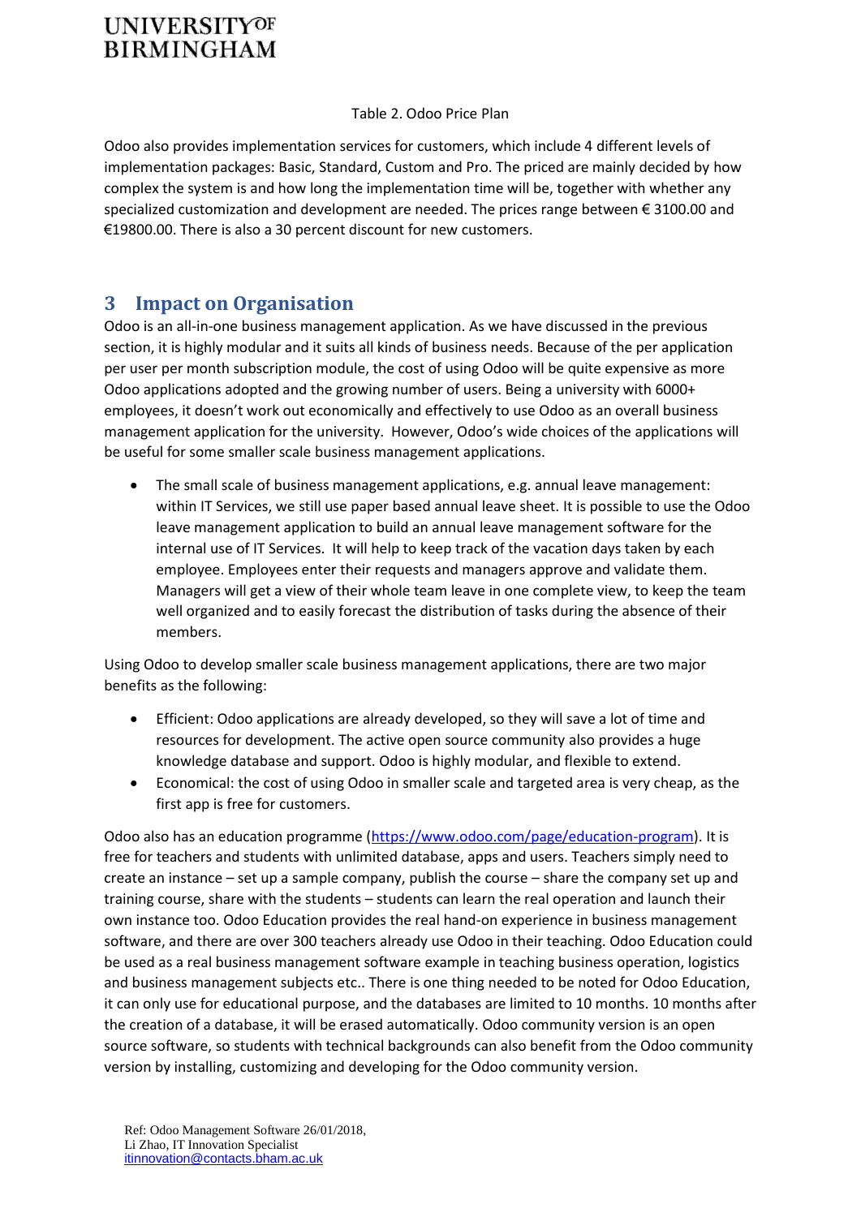Table 2. Odoo Price Plan

Odoo also provides implementation services for customers, which include 4 different levels of implementation packages: Basic, Standard, Custom and Pro. The priced are mainly decided by how complex the system is and how long the implementation time will be, together with whether any specialized customization and development are needed. The prices range between € 3100.00 and €19800.00. There is also a 30 percent discount for new customers.

## 3 Impact on Organisation

Odoo is an all-in-one business management application. As we have discussed in the previous section, it is highly modular and it suits all kinds of business needs. Because of the per application per user per month subscription module, the cost of using Odoo will be quite expensive as more Odoo applications adopted and the growing number of users. Being a university with 6000+ employees, it doesn't work out economically and effectively to use Odoo as an overall business management application for the university. However, Odoo's wide choices of the applications will be useful for some smaller scale business management applications.

- The small scale of business management applications, e.g. annual leave management: within IT Services, we still use paper based annual leave sheet. It is possible to use the Odoo leave management application to build an annual leave management software for the internal use of IT Services. It will help to keep track of the vacation days taken by each employee. Employees enter their requests and managers approve and validate them. Managers will get a view of their whole team leave in one complete view, to keep the team well organized and to easily forecast the distribution of tasks during the absence of their members.

Using Odoo to develop smaller scale business management applications, there are two major benefits as the following:

- Efficient: Odoo applications are already developed, so they will save a lot of time and resources for development. The active open source community also provides a huge knowledge database and support. Odoo is highly modular, and flexible to extend.
- Economical: the cost of using Odoo in smaller scale and targeted area is very cheap, as the first app is free for customers.

Odoo also has an education programme (https://www.odoo.com/page/education-program). It is free for teachers and students with unlimited database, apps and users. Teachers simply need to create an instance – set up a sample company, publish the course – share the company set up and training course, share with the students – students can learn the real operation and launch their own instance too. Odoo Education provides the real hand-on experience in business management software, and there are over 300 teachers already use Odoo in their teaching. Odoo Education could be used as a real business management software example in teaching business operation, logistics and business management subjects etc.. There is one thing needed to be noted for Odoo Education, it can only use for educational purpose, and the databases are limited to 10 months. 10 months after the creation of a database, it will be erased automatically. Odoo community version is an open source software, so students with technical backgrounds can also benefit from the Odoo community version by installing, customizing and developing for the Odoo community version.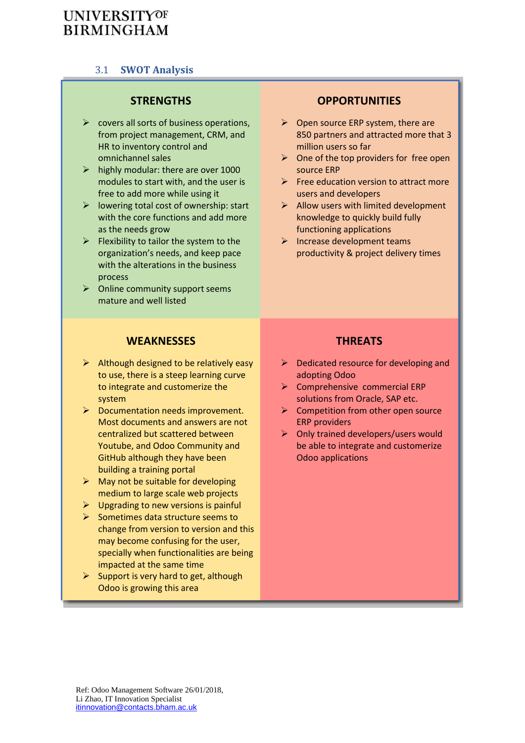## 3.1 SWOT Analysis

### STRENGTHS

- covers all sorts of business operations, from project management, CRM, and HR to inventory control and omnichannel sales
- highly modular: there are over 1000 modules to start with, and the user is free to add more while using it
- lowering total cost of ownership: start with the core functions and add more as the needs grow
- Flexibility to tailor the system to the organization's needs, and keep pace with the alterations in the business process
- Online community support seems mature and well listed

### OPPORTUNITIES

- Open source ERP system, there are 850 partners and attracted more that 3 million users so far
- One of the top providers for free open source ERP
- Free education version to attract more users and developers
- Allow users with limited development knowledge to quickly build fully functioning applications
- Increase development teams productivity & project delivery times

### WEAKNESSES

- Although designed to be relatively easy to use, there is a steep learning curve to integrate and customerize the system
- Documentation needs improvement. Most documents and answers are not centralized but scattered between Youtube, and Odoo Community and GitHub although they have been building a training portal
- May not be suitable for developing medium to large scale web projects
- Upgrading to new versions is painful
- Sometimes data structure seems to change from version to version and this may become confusing for the user, specially when functionalities are being impacted at the same time
- Support is very hard to get, although Odoo is growing this area

### THREATS

- Dedicated resource for developing and adopting Odoo
- Comprehensive commercial ERP solutions from Oracle, SAP etc.
- Competition from other open source ERP providers
- Only trained developers/users would be able to integrate and customerize Odoo applications

Ref: Odoo Management Software 26/01/2018,
Li Zhao, IT Innovation Specialist
itinnovation@contacts.bham.ac.uk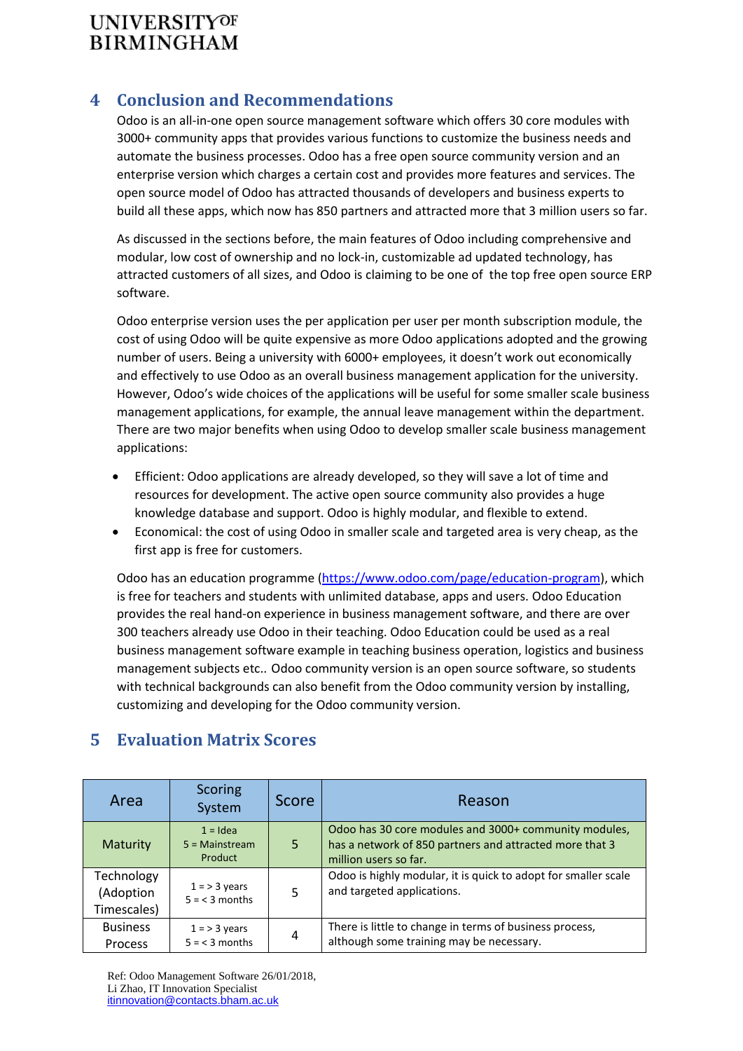## 4 Conclusion and Recommendations

Odoo is an all-in-one open source management software which offers 30 core modules with 3000+ community apps that provides various functions to customize the business needs and automate the business processes. Odoo has a free open source community version and an enterprise version which charges a certain cost and provides more features and services. The open source model of Odoo has attracted thousands of developers and business experts to build all these apps, which now has 850 partners and attracted more that 3 million users so far.

As discussed in the sections before, the main features of Odoo including comprehensive and modular, low cost of ownership and no lock-in, customizable ad updated technology, has attracted customers of all sizes, and Odoo is claiming to be one of the top free open source ERP software.

Odoo enterprise version uses the per application per user per month subscription module, the cost of using Odoo will be quite expensive as more Odoo applications adopted and the growing number of users. Being a university with 6000+ employees, it doesn't work out economically and effectively to use Odoo as an overall business management application for the university. However, Odoo's wide choices of the applications will be useful for some smaller scale business management applications, for example, the annual leave management within the department. There are two major benefits when using Odoo to develop smaller scale business management applications:

- Efficient: Odoo applications are already developed, so they will save a lot of time and resources for development. The active open source community also provides a huge knowledge database and support. Odoo is highly modular, and flexible to extend.
- Economical: the cost of using Odoo in smaller scale and targeted area is very cheap, as the first app is free for customers.

Odoo has an education programme (https://www.odoo.com/page/education-program), which is free for teachers and students with unlimited database, apps and users. Odoo Education provides the real hand-on experience in business management software, and there are over 300 teachers already use Odoo in their teaching. Odoo Education could be used as a real business management software example in teaching business operation, logistics and business management subjects etc.. Odoo community version is an open source software, so students with technical backgrounds can also benefit from the Odoo community version by installing, customizing and developing for the Odoo community version.

## 5 Evaluation Matrix Scores

| Area | Scoring System | Score | Reason |
|---|---|---|---|
| Maturity | 1 = Idea<br>5 = Mainstream Product | 5 | Odoo has 30 core modules and 3000+ community modules, has a network of 850 partners and attracted more that 3 million users so far. |
| Technology (Adoption Timescales) | 1 = > 3 years<br>5 = < 3 months | 5 | Odoo is highly modular, it is quick to adopt for smaller scale and targeted applications. |
| Business Process | 1 = > 3 years<br>5 = < 3 months | 4 | There is little to change in terms of business process, although some training may be necessary. |

Ref: Odoo Management Software 26/01/2018,
Li Zhao, IT Innovation Specialist
itinnovation@contacts.bham.ac.uk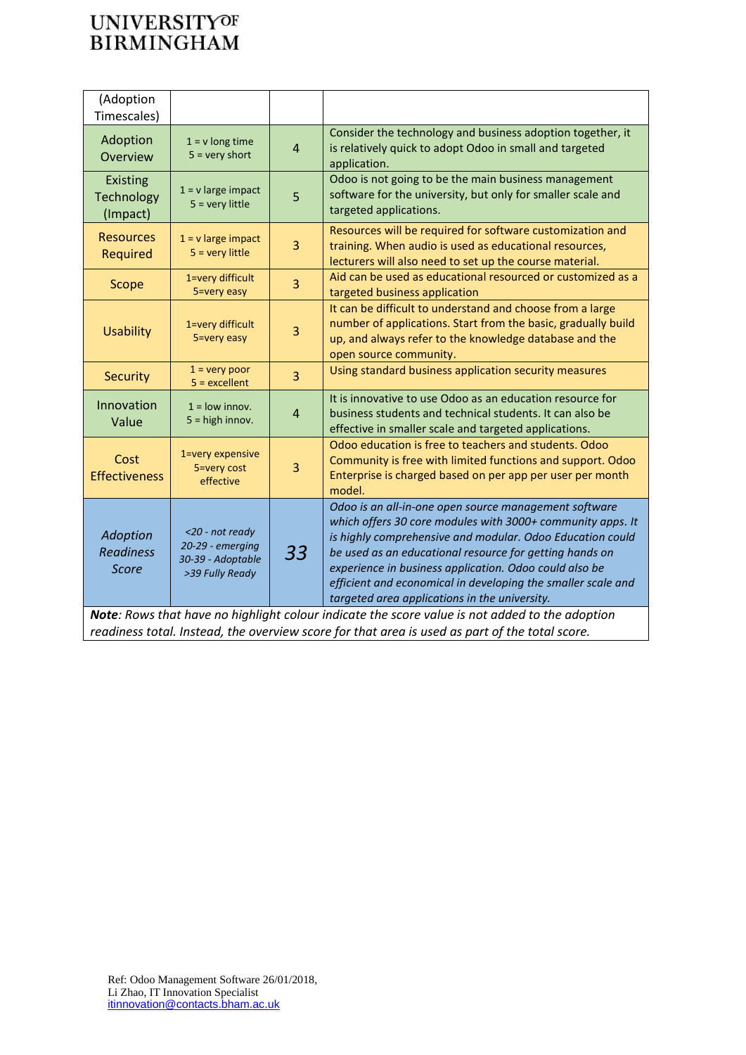| (Adoption Timescales) | | | |
|---|---|---|---|
| Adoption Overview | 1 = v long time<br>5 = very short | 4 | Consider the technology and business adoption together, it is relatively quick to adopt Odoo in small and targeted application. |
| Existing Technology (Impact) | 1 = v large impact<br>5 = very little | 5 | Odoo is not going to be the main business management software for the university, but only for smaller scale and targeted applications. |
| Resources Required | 1 = v large impact<br>5 = very little | 3 | Resources will be required for software customization and training. When audio is used as educational resources, lecturers will also need to set up the course material. |
| Scope | 1=very difficult<br>5=very easy | 3 | Aid can be used as educational resourced or customized as a targeted business application |
| Usability | 1=very difficult<br>5=very easy | 3 | It can be difficult to understand and choose from a large number of applications. Start from the basic, gradually build up, and always refer to the knowledge database and the open source community. |
| Security | 1 = very poor<br>5 = excellent | 3 | Using standard business application security measures |
| Innovation Value | 1 = low innov.<br>5 = high innov. | 4 | It is innovative to use Odoo as an education resource for business students and technical students. It can also be effective in smaller scale and targeted applications. |
| Cost Effectiveness | 1=very expensive<br>5=very cost effective | 3 | Odoo education is free to teachers and students. Odoo Community is free with limited functions and support. Odoo Enterprise is charged based on per app per user per month model. |
| *Adoption Readiness Score* | *<20 - not ready<br>20-29 - emerging<br>30-39 - Adoptable<br>>39 Fully Ready* | *33* | *Odoo is an all-in-one open source management software which offers 30 core modules with 3000+ community apps. It is highly comprehensive and modular. Odoo Education could be used as an educational resource for getting hands on experience in business application. Odoo could also be efficient and economical in developing the smaller scale and targeted area applications in the university.* |

***Note**: Rows that have no highlight colour indicate the score value is not added to the adoption readiness total. Instead, the overview score for that area is used as part of the total score.*

Ref: Odoo Management Software 26/01/2018,
Li Zhao, IT Innovation Specialist
itinnovation@contacts.bham.ac.uk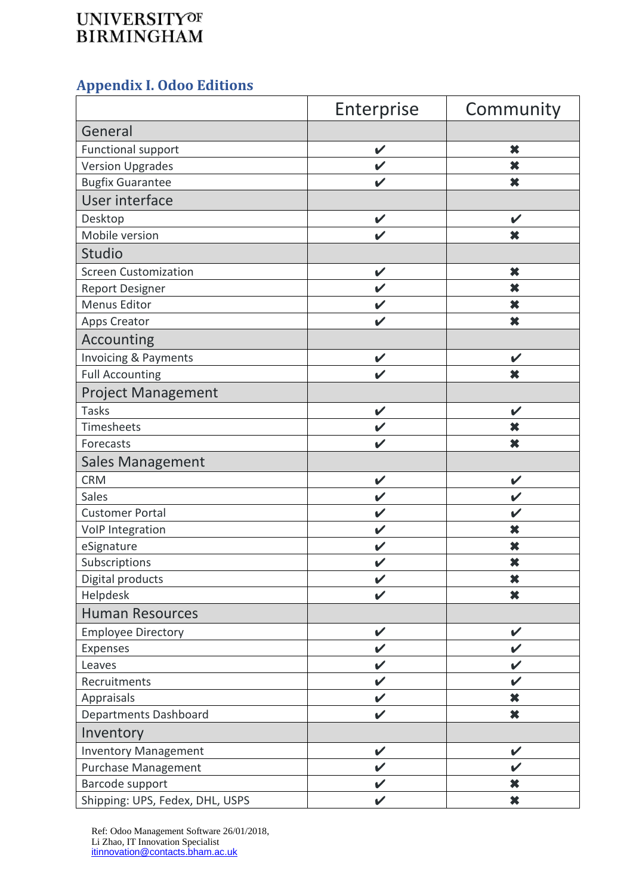UNIVERSITY OF BIRMINGHAM

## Appendix I. Odoo Editions

| | Enterprise | Community |
|---|---|---|
| **General** | | |
| Functional support | ✔ | ✖ |
| Version Upgrades | ✔ | ✖ |
| Bugfix Guarantee | ✔ | ✖ |
| **User interface** | | |
| Desktop | ✔ | ✔ |
| Mobile version | ✔ | ✖ |
| **Studio** | | |
| Screen Customization | ✔ | ✖ |
| Report Designer | ✔ | ✖ |
| Menus Editor | ✔ | ✖ |
| Apps Creator | ✔ | ✖ |
| **Accounting** | | |
| Invoicing & Payments | ✔ | ✔ |
| Full Accounting | ✔ | ✖ |
| **Project Management** | | |
| Tasks | ✔ | ✔ |
| Timesheets | ✔ | ✖ |
| Forecasts | ✔ | ✖ |
| **Sales Management** | | |
| CRM | ✔ | ✔ |
| Sales | ✔ | ✔ |
| Customer Portal | ✔ | ✔ |
| VoIP Integration | ✔ | ✖ |
| eSignature | ✔ | ✖ |
| Subscriptions | ✔ | ✖ |
| Digital products | ✔ | ✖ |
| Helpdesk | ✔ | ✖ |
| **Human Resources** | | |
| Employee Directory | ✔ | ✔ |
| Expenses | ✔ | ✔ |
| Leaves | ✔ | ✔ |
| Recruitments | ✔ | ✔ |
| Appraisals | ✔ | ✖ |
| Departments Dashboard | ✔ | ✖ |
| **Inventory** | | |
| Inventory Management | ✔ | ✔ |
| Purchase Management | ✔ | ✔ |
| Barcode support | ✔ | ✖ |
| Shipping: UPS, Fedex, DHL, USPS | ✔ | ✖ |

Ref: Odoo Management Software 26/01/2018,
Li Zhao, IT Innovation Specialist
itinnovation@contacts.bham.ac.uk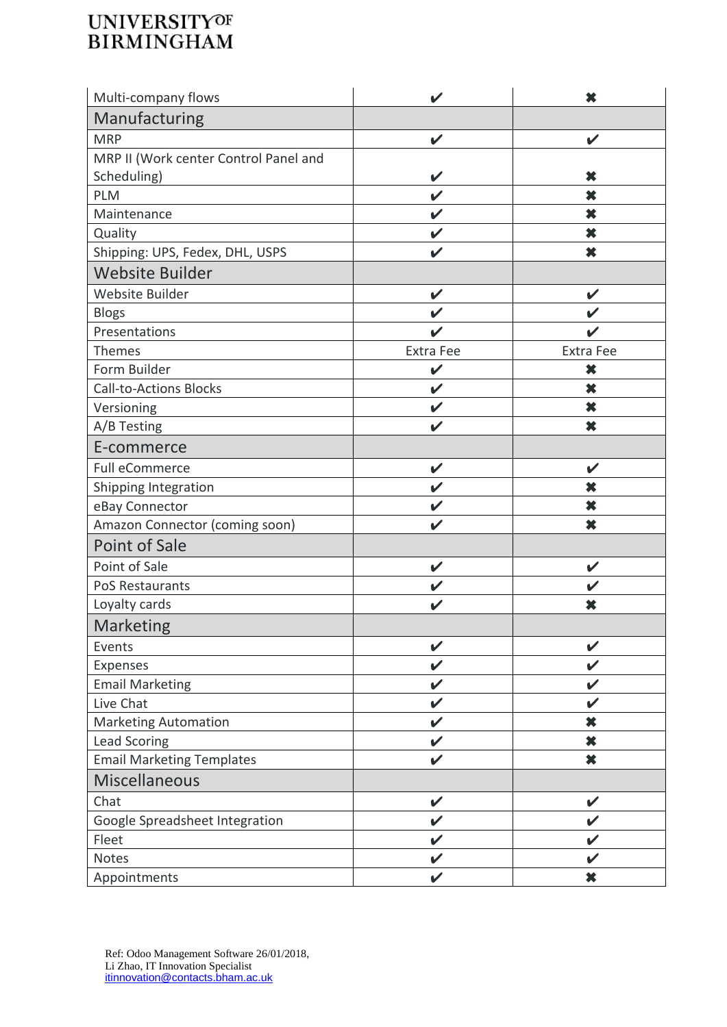| | | |
|---|---|---|
| Multi-company flows | ✔ | ✖ |
| Manufacturing | | |
| MRP | ✔ | ✔ |
| MRP II (Work center Control Panel and Scheduling) | ✔ | ✖ |
| PLM | ✔ | ✖ |
| Maintenance | ✔ | ✖ |
| Quality | ✔ | ✖ |
| Shipping: UPS, Fedex, DHL, USPS | ✔ | ✖ |
| Website Builder | | |
| Website Builder | ✔ | ✔ |
| Blogs | ✔ | ✔ |
| Presentations | ✔ | ✔ |
| Themes | Extra Fee | Extra Fee |
| Form Builder | ✔ | ✖ |
| Call-to-Actions Blocks | ✔ | ✖ |
| Versioning | ✔ | ✖ |
| A/B Testing | ✔ | ✖ |
| E-commerce | | |
| Full eCommerce | ✔ | ✔ |
| Shipping Integration | ✔ | ✖ |
| eBay Connector | ✔ | ✖ |
| Amazon Connector (coming soon) | ✔ | ✖ |
| Point of Sale | | |
| Point of Sale | ✔ | ✔ |
| PoS Restaurants | ✔ | ✔ |
| Loyalty cards | ✔ | ✖ |
| Marketing | | |
| Events | ✔ | ✔ |
| Expenses | ✔ | ✔ |
| Email Marketing | ✔ | ✔ |
| Live Chat | ✔ | ✔ |
| Marketing Automation | ✔ | ✖ |
| Lead Scoring | ✔ | ✖ |
| Email Marketing Templates | ✔ | ✖ |
| Miscellaneous | | |
| Chat | ✔ | ✔ |
| Google Spreadsheet Integration | ✔ | ✔ |
| Fleet | ✔ | ✔ |
| Notes | ✔ | ✔ |
| Appointments | ✔ | ✖ |

Ref: Odoo Management Software 26/01/2018,
Li Zhao, IT Innovation Specialist
itinnovation@contacts.bham.ac.uk